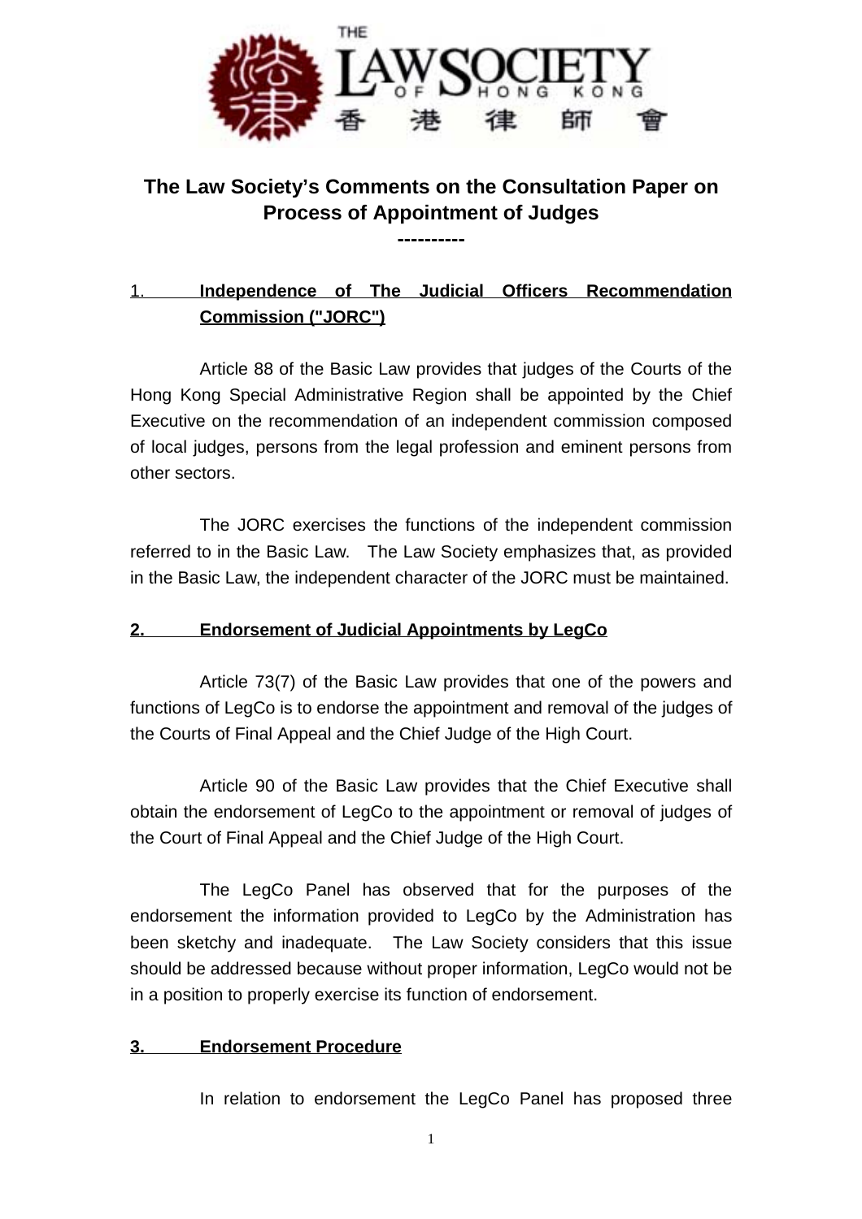# The Law Society's Comments on the Consultation Paper on Process of Appointment of Judges

----------

## 1. Independence of The Judicial Officers Recommendation Commission ("JORC")

Article 88 of the Basic Law provides that judges of the Courts of the Hong Kong Special Administrative Region shall be appointed by the Chief Executive on the recommendation of an independent commission composed of local judges, persons from the legal profession and eminent persons from other sectors.

The JORC exercises the functions of the independent commission referred to in the Basic Law. The Law Society emphasizes that, as provided in the Basic Law, the independent character of the JORC must be maintained.

## 2. Endorsement of Judicial Appointments by LegCo

Article 73(7) of the Basic Law provides that one of the powers and functions of LegCo is to endorse the appointment and removal of the judges of the Courts of Final Appeal and the Chief Judge of the High Court.

Article 90 of the Basic Law provides that the Chief Executive shall obtain the endorsement of LegCo to the appointment or removal of judges of the Court of Final Appeal and the Chief Judge of the High Court.

The LegCo Panel has observed that for the purposes of the endorsement the information provided to LegCo by the Administration has been sketchy and inadequate. The Law Society considers that this issue should be addressed because without proper information, LegCo would not be in a position to properly exercise its function of endorsement.

## 3. Endorsement Procedure

In relation to endorsement the LegCo Panel has proposed three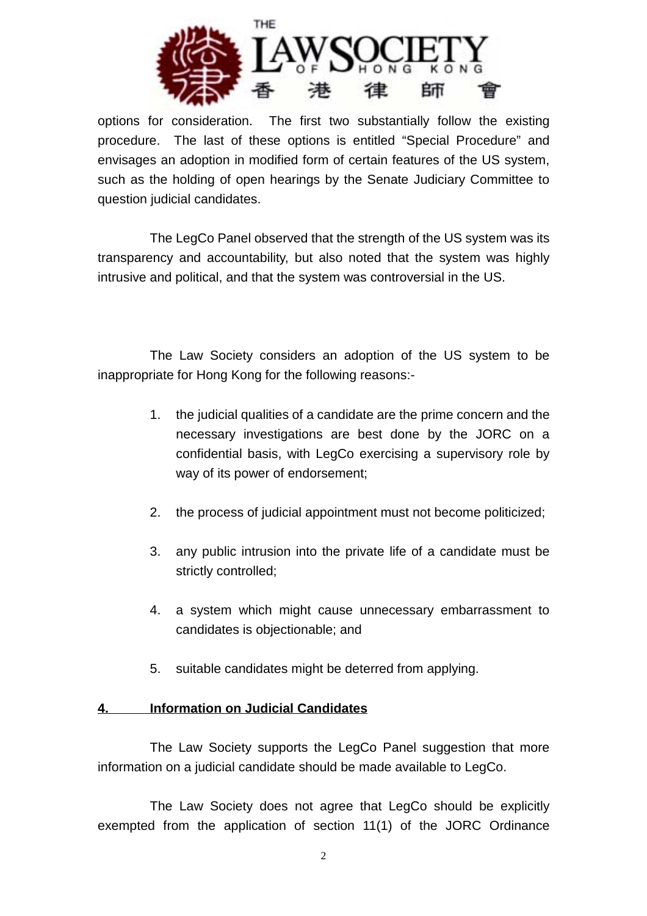options for consideration. The first two substantially follow the existing procedure. The last of these options is entitled "Special Procedure" and envisages an adoption in modified form of certain features of the US system, such as the holding of open hearings by the Senate Judiciary Committee to question judicial candidates.

The LegCo Panel observed that the strength of the US system was its transparency and accountability, but also noted that the system was highly intrusive and political, and that the system was controversial in the US.

The Law Society considers an adoption of the US system to be inappropriate for Hong Kong for the following reasons:-

1. the judicial qualities of a candidate are the prime concern and the necessary investigations are best done by the JORC on a confidential basis, with LegCo exercising a supervisory role by way of its power of endorsement;

2. the process of judicial appointment must not become politicized;

3. any public intrusion into the private life of a candidate must be strictly controlled;

4. a system which might cause unnecessary embarrassment to candidates is objectionable; and

5. suitable candidates might be deterred from applying.

## 4. Information on Judicial Candidates

The Law Society supports the LegCo Panel suggestion that more information on a judicial candidate should be made available to LegCo.

The Law Society does not agree that LegCo should be explicitly exempted from the application of section 11(1) of the JORC Ordinance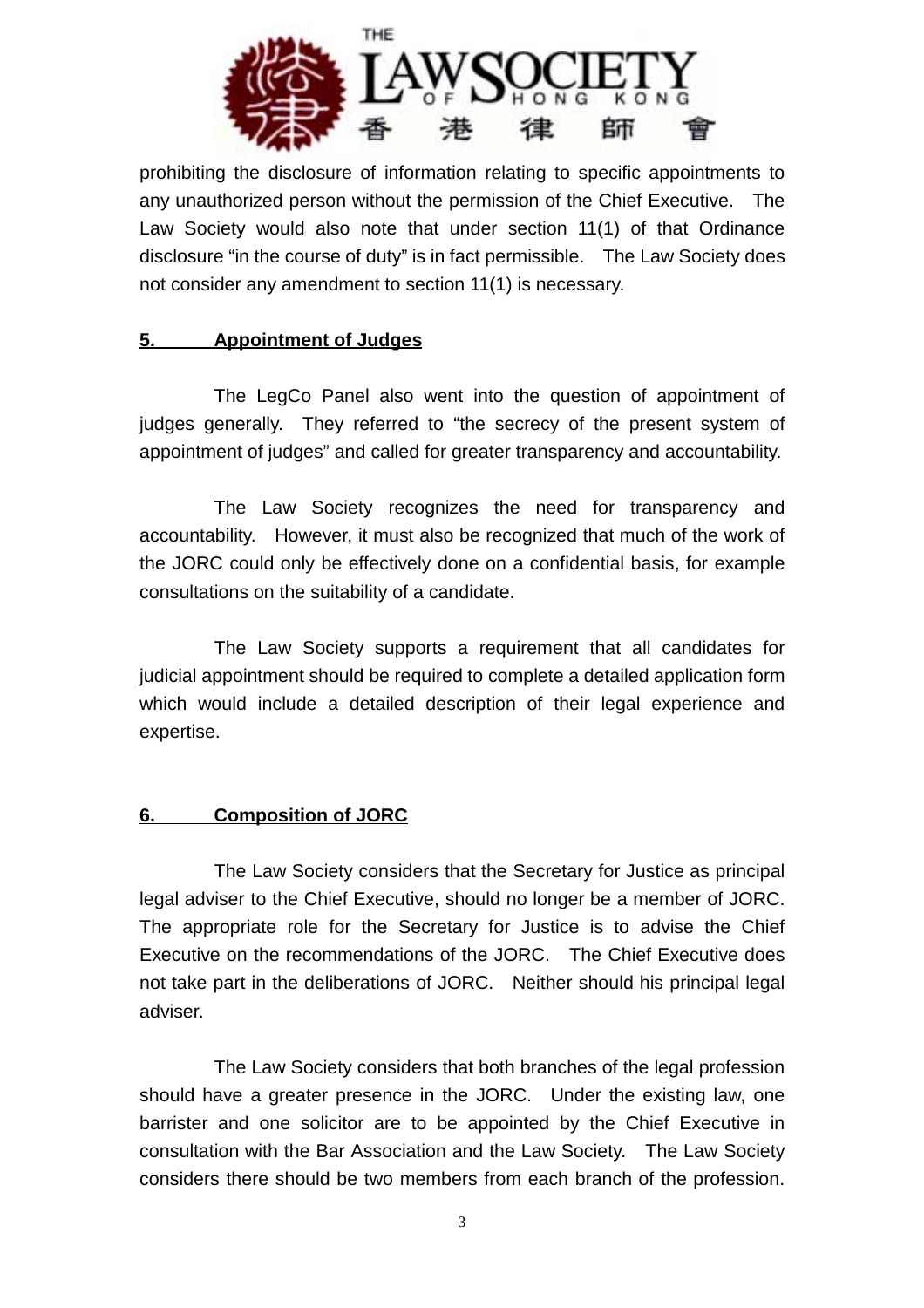prohibiting the disclosure of information relating to specific appointments to any unauthorized person without the permission of the Chief Executive. The Law Society would also note that under section 11(1) of that Ordinance disclosure "in the course of duty" is in fact permissible. The Law Society does not consider any amendment to section 11(1) is necessary.

## 5. Appointment of Judges

The LegCo Panel also went into the question of appointment of judges generally. They referred to "the secrecy of the present system of appointment of judges" and called for greater transparency and accountability.

The Law Society recognizes the need for transparency and accountability. However, it must also be recognized that much of the work of the JORC could only be effectively done on a confidential basis, for example consultations on the suitability of a candidate.

The Law Society supports a requirement that all candidates for judicial appointment should be required to complete a detailed application form which would include a detailed description of their legal experience and expertise.

## 6. Composition of JORC

The Law Society considers that the Secretary for Justice as principal legal adviser to the Chief Executive, should no longer be a member of JORC. The appropriate role for the Secretary for Justice is to advise the Chief Executive on the recommendations of the JORC. The Chief Executive does not take part in the deliberations of JORC. Neither should his principal legal adviser.

The Law Society considers that both branches of the legal profession should have a greater presence in the JORC. Under the existing law, one barrister and one solicitor are to be appointed by the Chief Executive in consultation with the Bar Association and the Law Society. The Law Society considers there should be two members from each branch of the profession.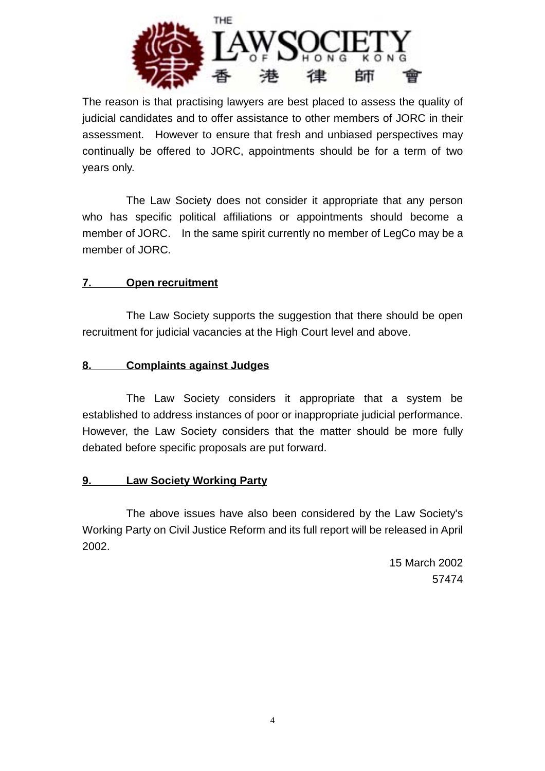The reason is that practising lawyers are best placed to assess the quality of judicial candidates and to offer assistance to other members of JORC in their assessment. However to ensure that fresh and unbiased perspectives may continually be offered to JORC, appointments should be for a term of two years only.

The Law Society does not consider it appropriate that any person who has specific political affiliations or appointments should become a member of JORC. In the same spirit currently no member of LegCo may be a member of JORC.

## 7. Open recruitment

The Law Society supports the suggestion that there should be open recruitment for judicial vacancies at the High Court level and above.

## 8. Complaints against Judges

The Law Society considers it appropriate that a system be established to address instances of poor or inappropriate judicial performance. However, the Law Society considers that the matter should be more fully debated before specific proposals are put forward.

## 9. Law Society Working Party

The above issues have also been considered by the Law Society's Working Party on Civil Justice Reform and its full report will be released in April 2002.

15 March 2002

57474